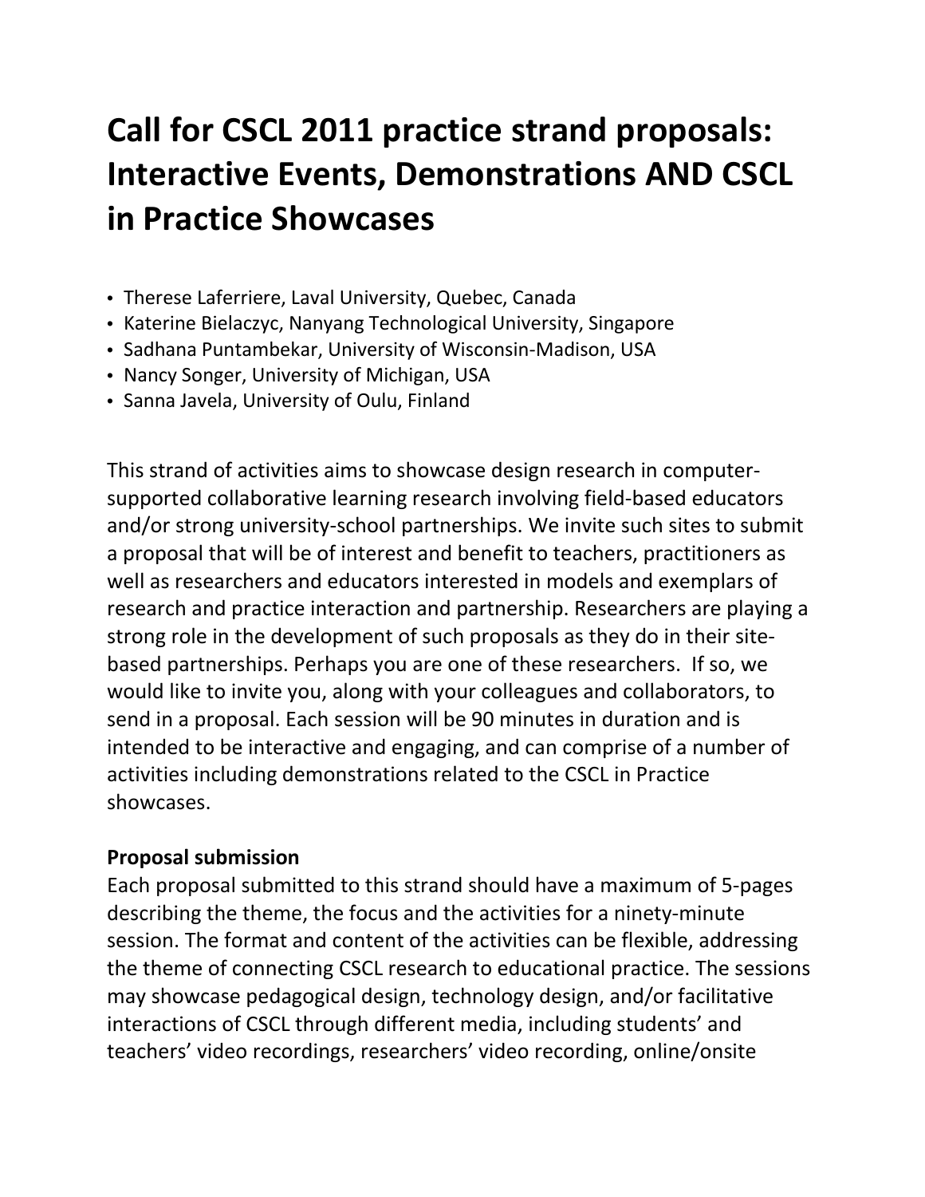# Call for CSCL 2011 practice strand proposals: Interactive Events, Demonstrations AND CSCL in Practice Showcases

- Therese Laferriere, Laval University, Quebec, Canada
- Katerine Bielaczyc, Nanyang Technological University, Singapore
- Sadhana Puntambekar, University of Wisconsin-Madison, USA
- Nancy Songer, University of Michigan, USA
- Sanna Javela, University of Oulu, Finland

This strand of activities aims to showcase design research in computer-supported collaborative learning research involving field-based educators and/or strong university-school partnerships. We invite such sites to submit a proposal that will be of interest and benefit to teachers, practitioners as well as researchers and educators interested in models and exemplars of research and practice interaction and partnership. Researchers are playing a strong role in the development of such proposals as they do in their site-based partnerships. Perhaps you are one of these researchers. If so, we would like to invite you, along with your colleagues and collaborators, to send in a proposal. Each session will be 90 minutes in duration and is intended to be interactive and engaging, and can comprise of a number of activities including demonstrations related to the CSCL in Practice showcases.

**Proposal submission**

Each proposal submitted to this strand should have a maximum of 5-pages describing the theme, the focus and the activities for a ninety-minute session. The format and content of the activities can be flexible, addressing the theme of connecting CSCL research to educational practice. The sessions may showcase pedagogical design, technology design, and/or facilitative interactions of CSCL through different media, including students' and teachers' video recordings, researchers' video recording, online/onsite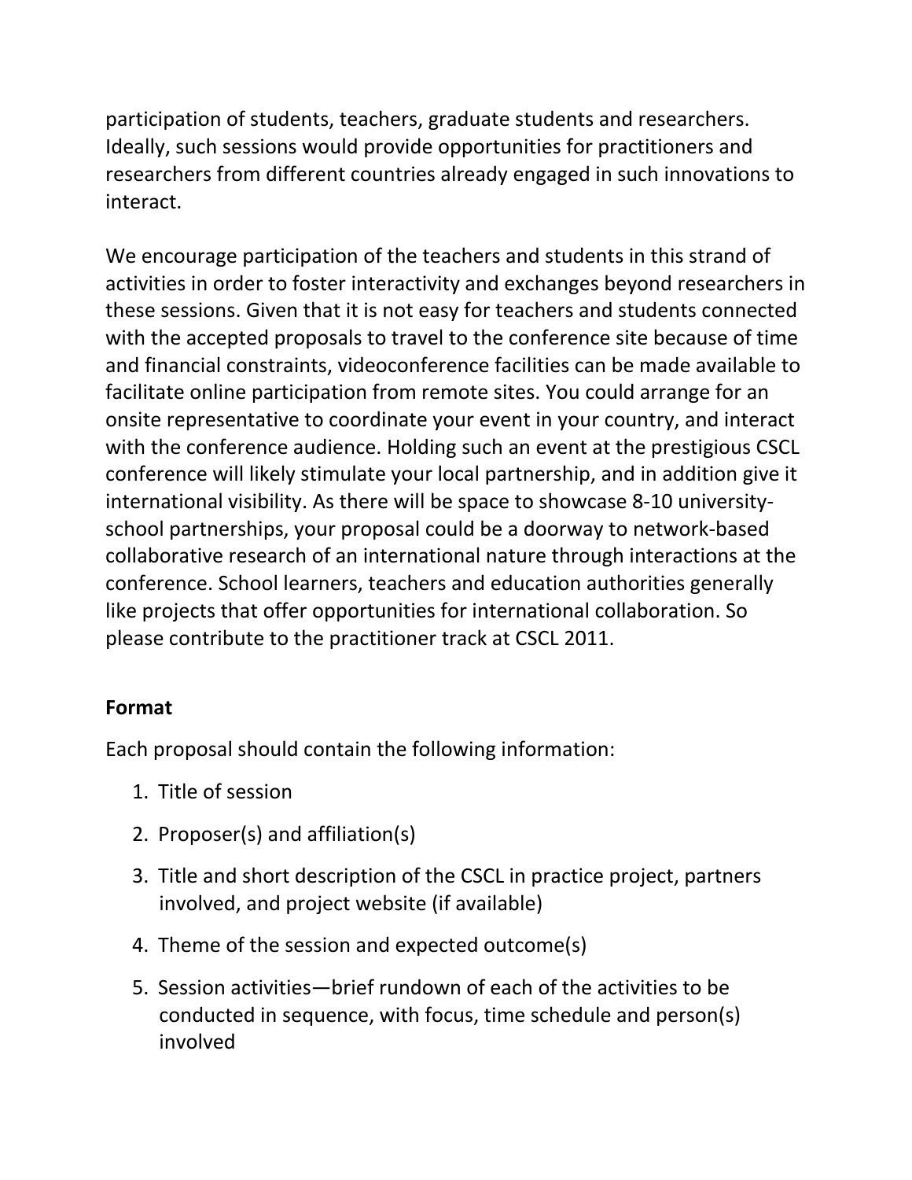participation of students, teachers, graduate students and researchers. Ideally, such sessions would provide opportunities for practitioners and researchers from different countries already engaged in such innovations to interact.

We encourage participation of the teachers and students in this strand of activities in order to foster interactivity and exchanges beyond researchers in these sessions. Given that it is not easy for teachers and students connected with the accepted proposals to travel to the conference site because of time and financial constraints, videoconference facilities can be made available to facilitate online participation from remote sites. You could arrange for an onsite representative to coordinate your event in your country, and interact with the conference audience. Holding such an event at the prestigious CSCL conference will likely stimulate your local partnership, and in addition give it international visibility. As there will be space to showcase 8-10 university-school partnerships, your proposal could be a doorway to network-based collaborative research of an international nature through interactions at the conference. School learners, teachers and education authorities generally like projects that offer opportunities for international collaboration. So please contribute to the practitioner track at CSCL 2011.

**Format**

Each proposal should contain the following information:

1. Title of session
2. Proposer(s) and affiliation(s)
3. Title and short description of the CSCL in practice project, partners involved, and project website (if available)
4. Theme of the session and expected outcome(s)
5. Session activities—brief rundown of each of the activities to be conducted in sequence, with focus, time schedule and person(s) involved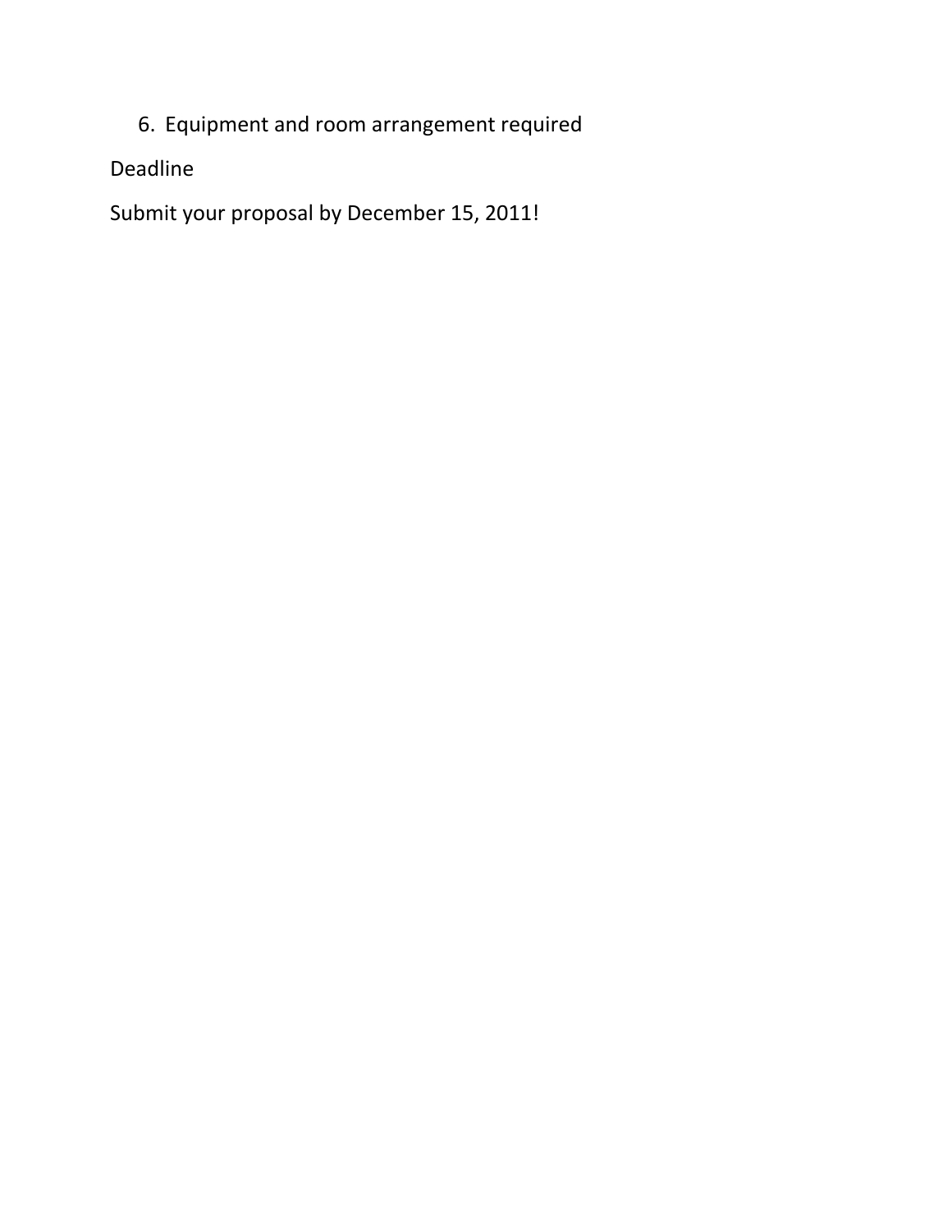6. Equipment and room arrangement required

Deadline

Submit your proposal by December 15, 2011!